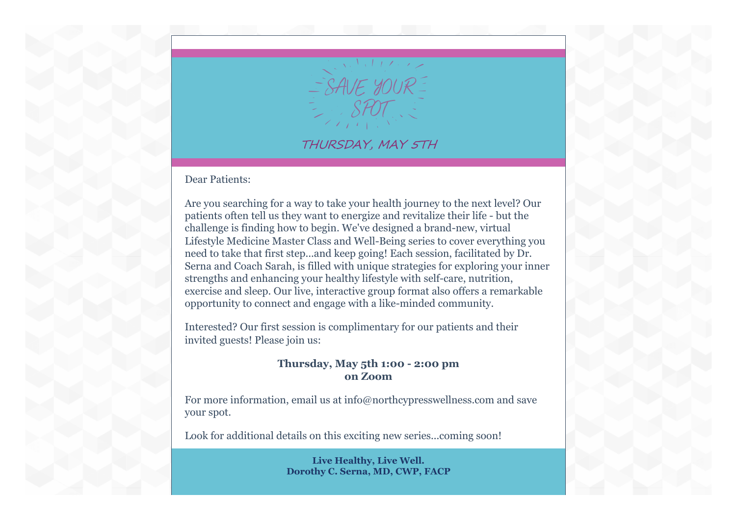# SAVE YOUR SPOT

## THURSDAY, MAY 5TH

Dear Patients:

Are you searching for a way to take your health journey to the next level? Our patients often tell us they want to energize and revitalize their life - but the challenge is finding how to begin. We've designed a brand-new, virtual Lifestyle Medicine Master Class and Well-Being series to cover everything you need to take that first step...and keep going! Each session, facilitated by Dr. Serna and Coach Sarah, is filled with unique strategies for exploring your inner strengths and enhancing your healthy lifestyle with self-care, nutrition, exercise and sleep. Our live, interactive group format also offers a remarkable opportunity to connect and engage with a like-minded community.

Interested? Our first session is complimentary for our patients and their invited guests! Please join us:

**Thursday, May 5th 1:00 - 2:00 pm**
**on Zoom**

For more information, email us at info@northcypresswellness.com and save your spot.

Look for additional details on this exciting new series...coming soon!

**Live Healthy, Live Well.**
**Dorothy C. Serna, MD, CWP, FACP**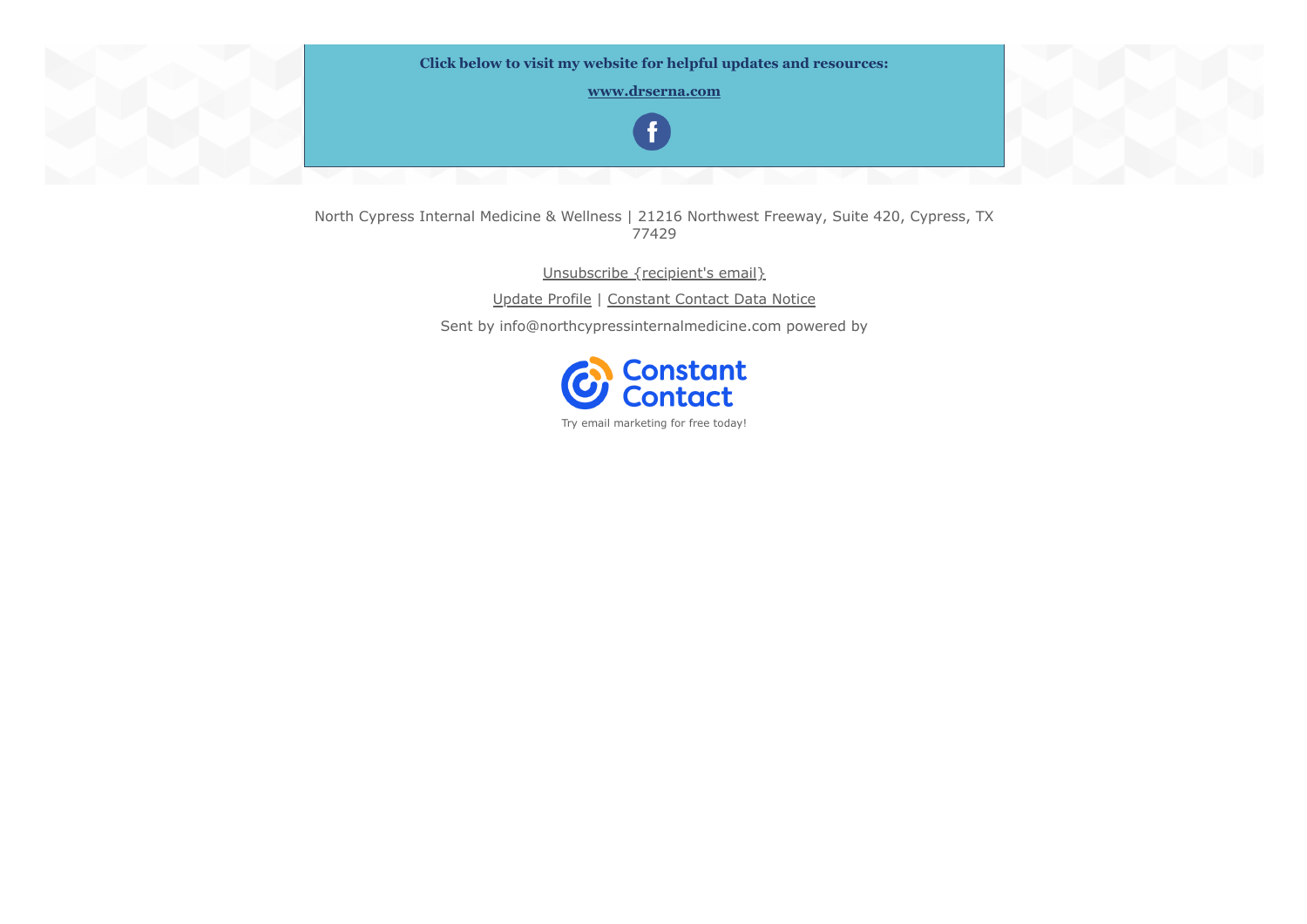**Click below to visit my website for helpful updates and resources:**

**www.drserna.com**

North Cypress Internal Medicine & Wellness | 21216 Northwest Freeway, Suite 420, Cypress, TX 77429

Unsubscribe {recipient's email}

Update Profile | Constant Contact Data Notice

Sent by info@northcypressinternalmedicine.com powered by

Constant Contact

Try email marketing for free today!